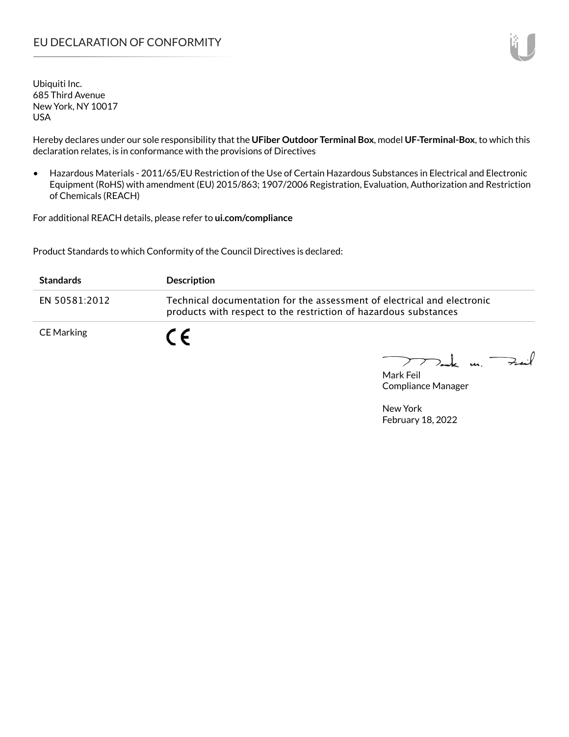# EU DECLARATION OF CONFORMITY

Ubiquiti Inc.
685 Third Avenue
New York, NY 10017
USA

Hereby declares under our sole responsibility that the **UFiber Outdoor Terminal Box**, model **UF-Terminal-Box**, to which this declaration relates, is in conformance with the provisions of Directives

- Hazardous Materials - 2011/65/EU Restriction of the Use of Certain Hazardous Substances in Electrical and Electronic Equipment (RoHS) with amendment (EU) 2015/863; 1907/2006 Registration, Evaluation, Authorization and Restriction of Chemicals (REACH)

For additional REACH details, please refer to **ui.com/compliance**

Product Standards to which Conformity of the Council Directives is declared:

| Standards | Description |
| --- | --- |
| EN 50581:2012 | Technical documentation for the assessment of electrical and electronic products with respect to the restriction of hazardous substances |
| CE Marking | CE |

Mark Feil
Compliance Manager

New York
February 18, 2022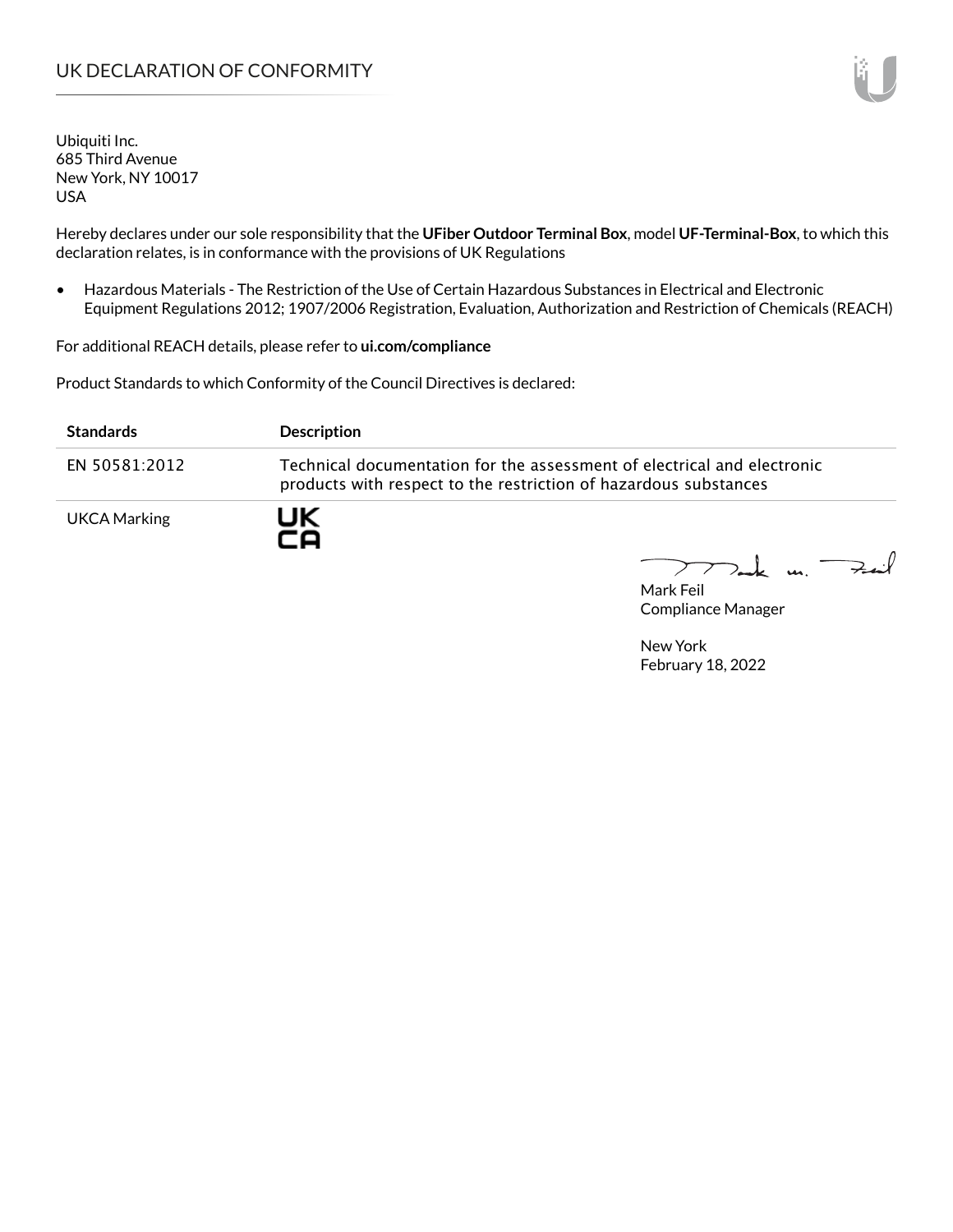# UK DECLARATION OF CONFORMITY

Ubiquiti Inc.
685 Third Avenue
New York, NY 10017
USA

Hereby declares under our sole responsibility that the **UFiber Outdoor Terminal Box**, model **UF-Terminal-Box**, to which this declaration relates, is in conformance with the provisions of UK Regulations

- Hazardous Materials - The Restriction of the Use of Certain Hazardous Substances in Electrical and Electronic Equipment Regulations 2012; 1907/2006 Registration, Evaluation, Authorization and Restriction of Chemicals (REACH)

For additional REACH details, please refer to **ui.com/compliance**

Product Standards to which Conformity of the Council Directives is declared:

| Standards | Description |
| --- | --- |
| EN 50581:2012 | Technical documentation for the assessment of electrical and electronic products with respect to the restriction of hazardous substances |
| UKCA Marking | UK CA |

Mark Feil
Compliance Manager

New York
February 18, 2022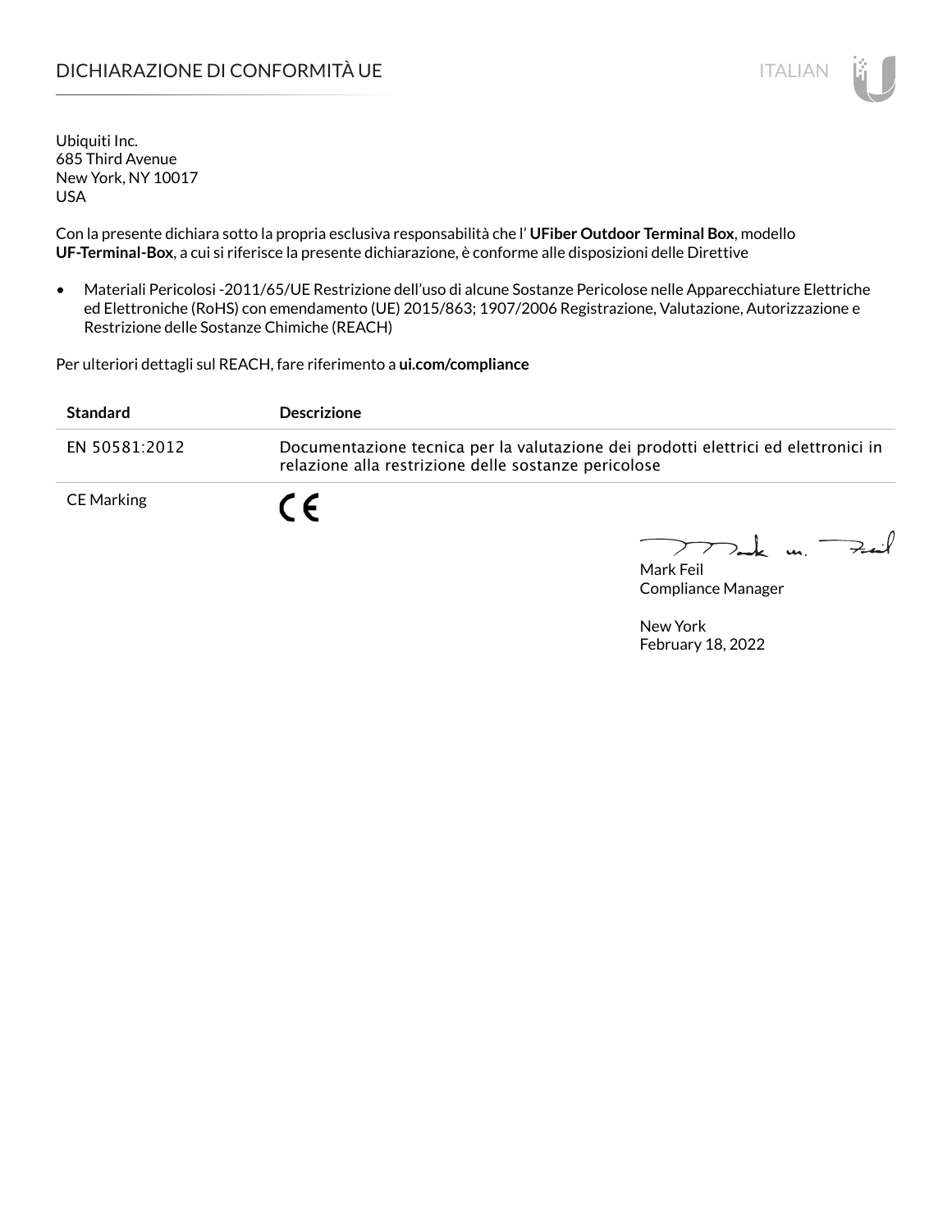# DICHIARAZIONE DI CONFORMITÀ UE

ITALIAN

Ubiquiti Inc.
685 Third Avenue
New York, NY 10017
USA

Con la presente dichiara sotto la propria esclusiva responsabilità che l' **UFiber Outdoor Terminal Box**, modello **UF-Terminal-Box**, a cui si riferisce la presente dichiarazione, è conforme alle disposizioni delle Direttive

- Materiali Pericolosi -2011/65/UE Restrizione dell'uso di alcune Sostanze Pericolose nelle Apparecchiature Elettriche ed Elettroniche (RoHS) con emendamento (UE) 2015/863; 1907/2006 Registrazione, Valutazione, Autorizzazione e Restrizione delle Sostanze Chimiche (REACH)

Per ulteriori dettagli sul REACH, fare riferimento a **ui.com/compliance**

| Standard | Descrizione |
|---|---|
| EN 50581:2012 | Documentazione tecnica per la valutazione dei prodotti elettrici ed elettronici in relazione alla restrizione delle sostanze pericolose |
| CE Marking | CE |

Mark Feil
Compliance Manager

New York
February 18, 2022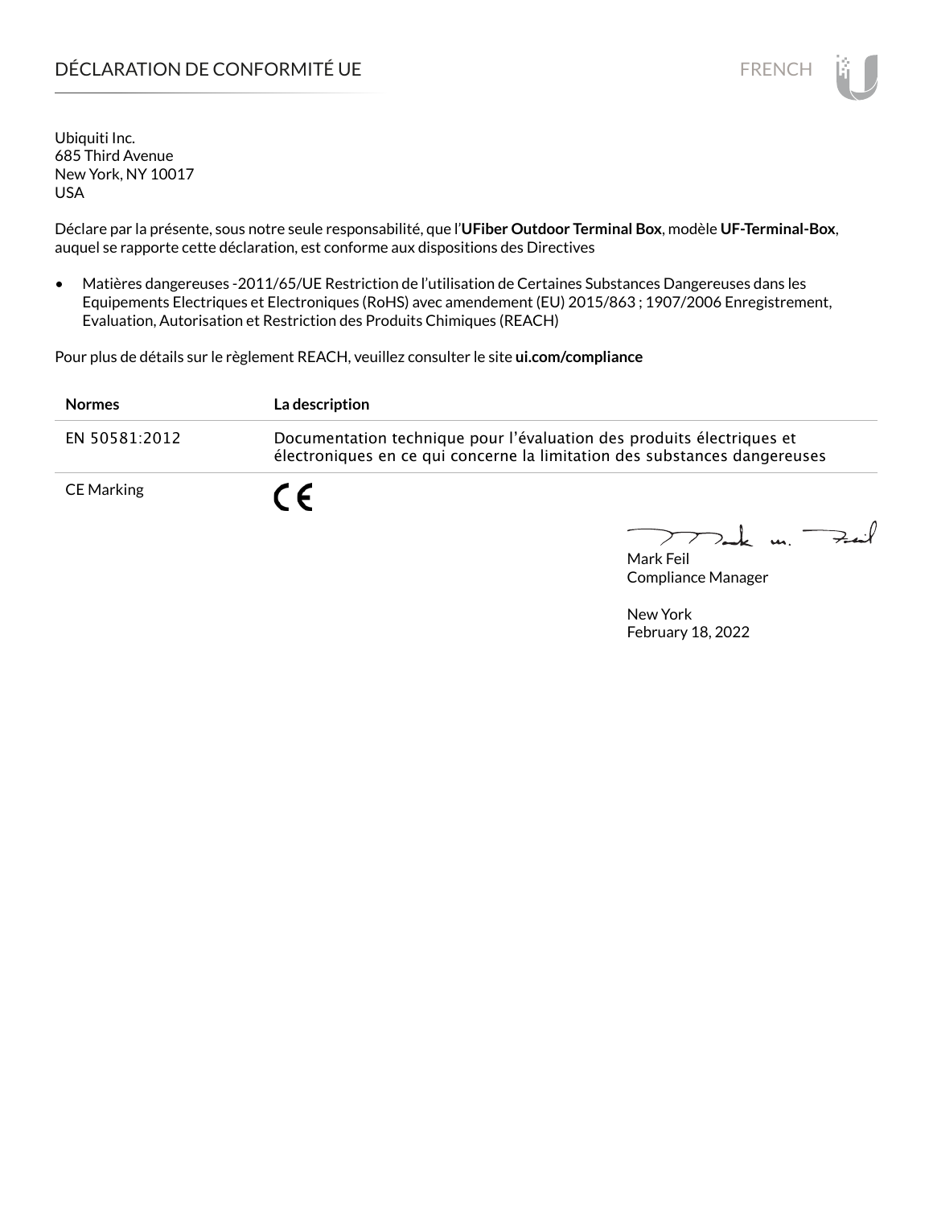# DÉCLARATION DE CONFORMITÉ UE

Ubiquiti Inc.
685 Third Avenue
New York, NY 10017
USA

Déclare par la présente, sous notre seule responsabilité, que l'**UFiber Outdoor Terminal Box**, modèle **UF-Terminal-Box**, auquel se rapporte cette déclaration, est conforme aux dispositions des Directives

- Matières dangereuses -2011/65/UE Restriction de l'utilisation de Certaines Substances Dangereuses dans les Equipements Electriques et Electroniques (RoHS) avec amendement (EU) 2015/863 ; 1907/2006 Enregistrement, Evaluation, Autorisation et Restriction des Produits Chimiques (REACH)

Pour plus de détails sur le règlement REACH, veuillez consulter le site **ui.com/compliance**

| Normes | La description |
|---|---|
| EN 50581:2012 | Documentation technique pour l'évaluation des produits électriques et électroniques en ce qui concerne la limitation des substances dangereuses |
| CE Marking | CE |

Mark Feil
Compliance Manager

New York
February 18, 2022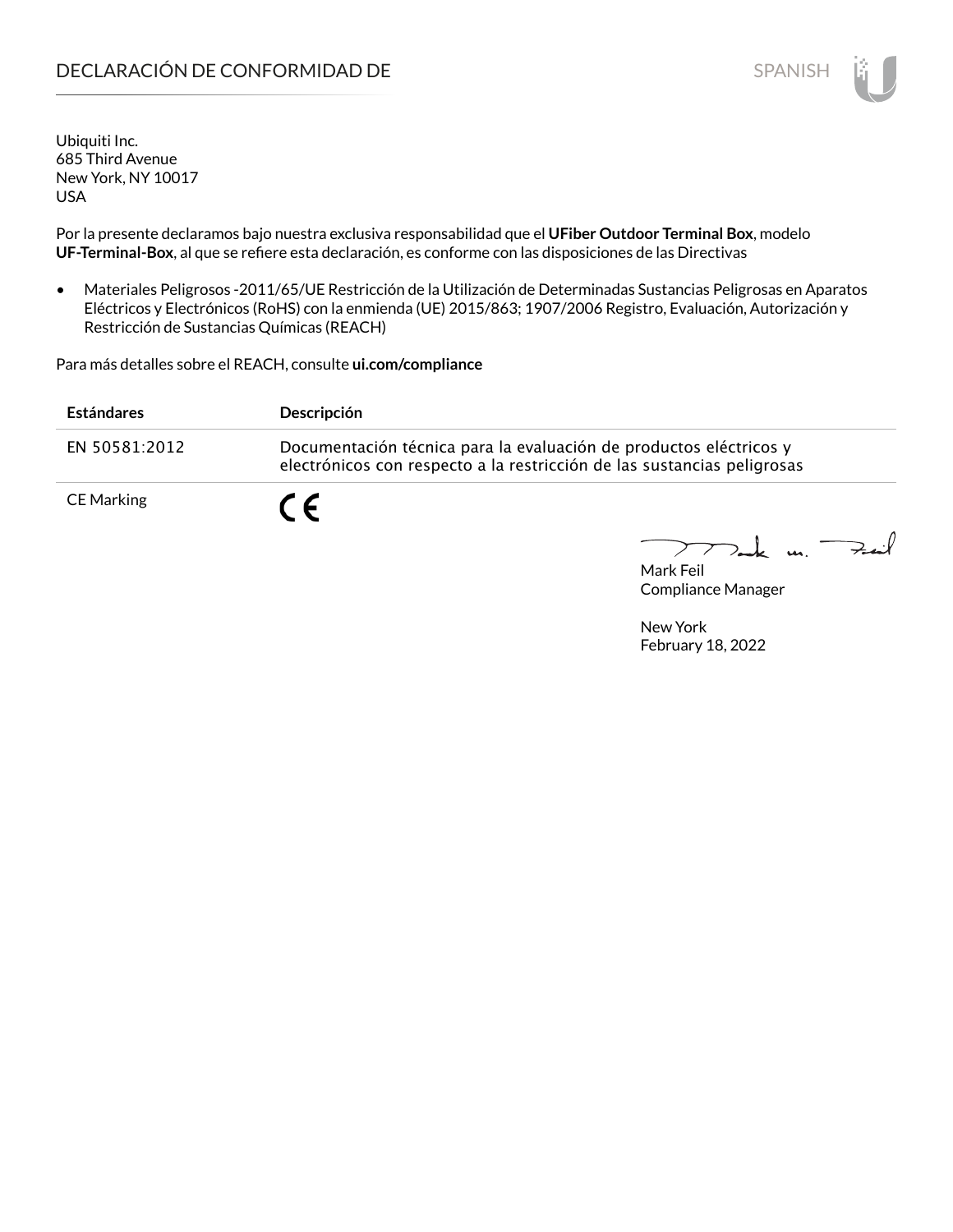# DECLARACIÓN DE CONFORMIDAD DE

Ubiquiti Inc.
685 Third Avenue
New York, NY 10017
USA

Por la presente declaramos bajo nuestra exclusiva responsabilidad que el **UFiber Outdoor Terminal Box**, modelo **UF-Terminal-Box**, al que se refiere esta declaración, es conforme con las disposiciones de las Directivas

- Materiales Peligrosos -2011/65/UE Restricción de la Utilización de Determinadas Sustancias Peligrosas en Aparatos Eléctricos y Electrónicos (RoHS) con la enmienda (UE) 2015/863; 1907/2006 Registro, Evaluación, Autorización y Restricción de Sustancias Químicas (REACH)

Para más detalles sobre el REACH, consulte **ui.com/compliance**

| Estándares | Descripción |
|---|---|
| EN 50581:2012 | Documentación técnica para la evaluación de productos eléctricos y electrónicos con respecto a la restricción de las sustancias peligrosas |
| CE Marking | CE |

Mark Feil
Compliance Manager

New York
February 18, 2022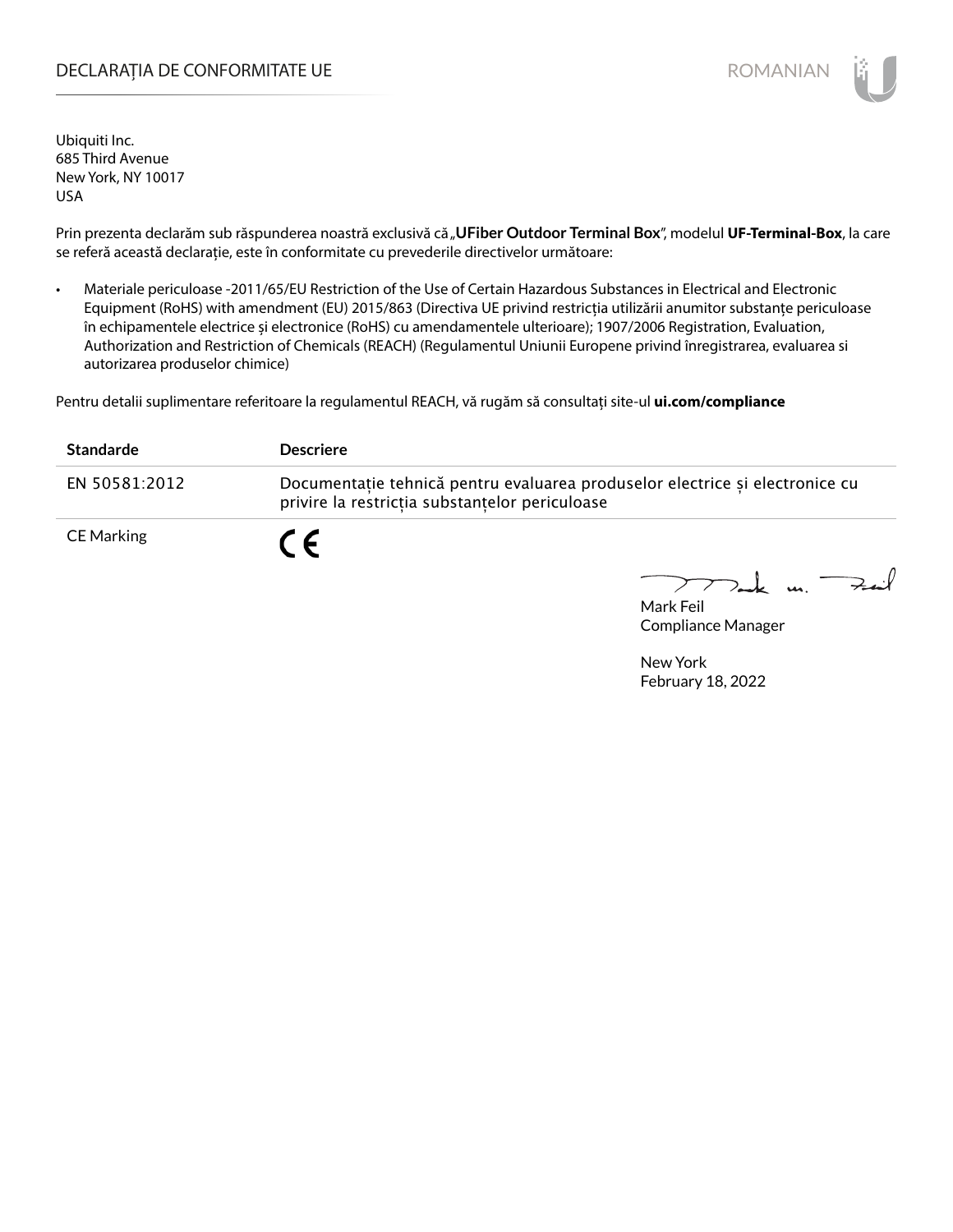# DECLARAȚIA DE CONFORMITATE UE

Ubiquiti Inc.
685 Third Avenue
New York, NY 10017
USA

Prin prezenta declarăm sub răspunderea noastră exclusivă că „**UFiber Outdoor Terminal Box**", modelul **UF-Terminal-Box**, la care se referă această declarație, este în conformitate cu prevederile directivelor următoare:

- Materiale periculoase -2011/65/EU Restriction of the Use of Certain Hazardous Substances in Electrical and Electronic Equipment (RoHS) with amendment (EU) 2015/863 (Directiva UE privind restricția utilizării anumitor substanțe periculoase în echipamentele electrice și electronice (RoHS) cu amendamentele ulterioare); 1907/2006 Registration, Evaluation, Authorization and Restriction of Chemicals (REACH) (Regulamentul Uniunii Europene privind înregistrarea, evaluarea si autorizarea produselor chimice)

Pentru detalii suplimentare referitoare la regulamentul REACH, vă rugăm să consultați site-ul **ui.com/compliance**

| Standarde | Descriere |
|---|---|
| EN 50581:2012 | Documentație tehnică pentru evaluarea produselor electrice și electronice cu privire la restricția substanțelor periculoase |
| CE Marking | CE |

Mark Feil
Compliance Manager

New York
February 18, 2022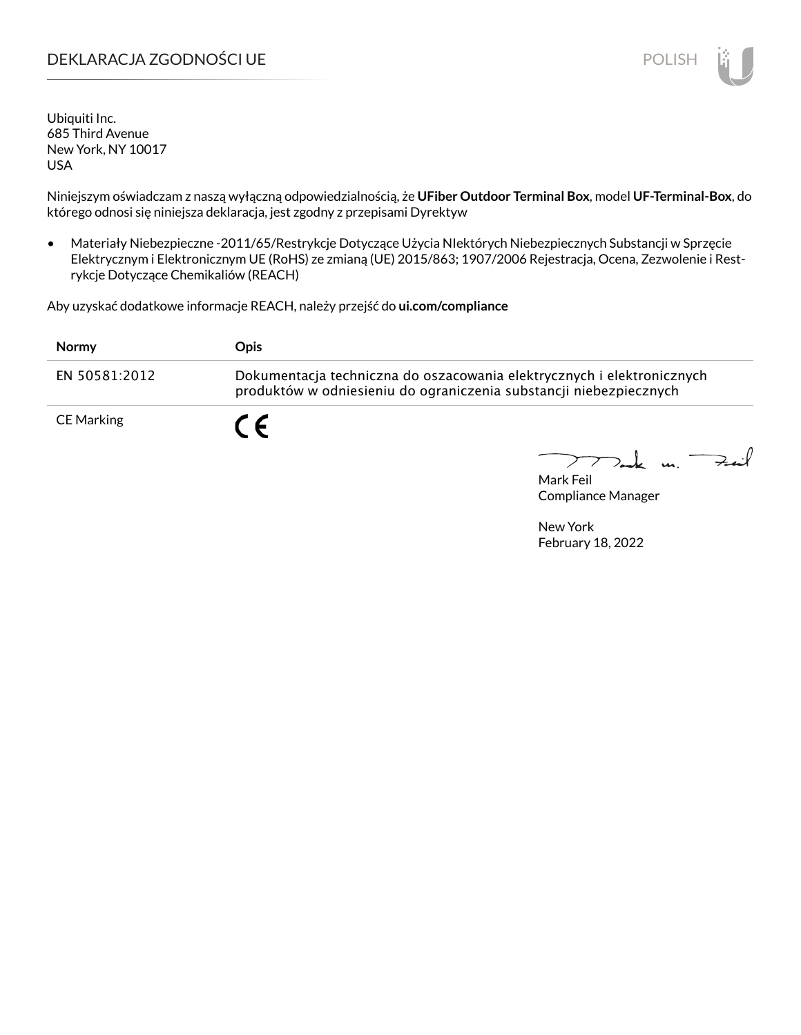# DEKLARACJA ZGODNOŚCI UE

Ubiquiti Inc.
685 Third Avenue
New York, NY 10017
USA

Niniejszym oświadczam z naszą wyłączną odpowiedzialnością, że **UFiber Outdoor Terminal Box**, model **UF-Terminal-Box**, do którego odnosi się niniejsza deklaracja, jest zgodny z przepisami Dyrektyw

- Materiały Niebezpieczne -2011/65/Restrykcje Dotyczące Użycia NIektórych Niebezpiecznych Substancji w Sprzęcie Elektrycznym i Elektronicznym UE (RoHS) ze zmianą (UE) 2015/863; 1907/2006 Rejestracja, Ocena, Zezwolenie i Restrykcje Dotyczące Chemikaliów (REACH)

Aby uzyskać dodatkowe informacje REACH, należy przejść do **ui.com/compliance**

| Normy | Opis |
|---|---|
| EN 50581:2012 | Dokumentacja techniczna do oszacowania elektrycznych i elektronicznych produktów w odniesieniu do ograniczenia substancji niebezpiecznych |
| CE Marking | CE |

Mark Feil
Compliance Manager

New York
February 18, 2022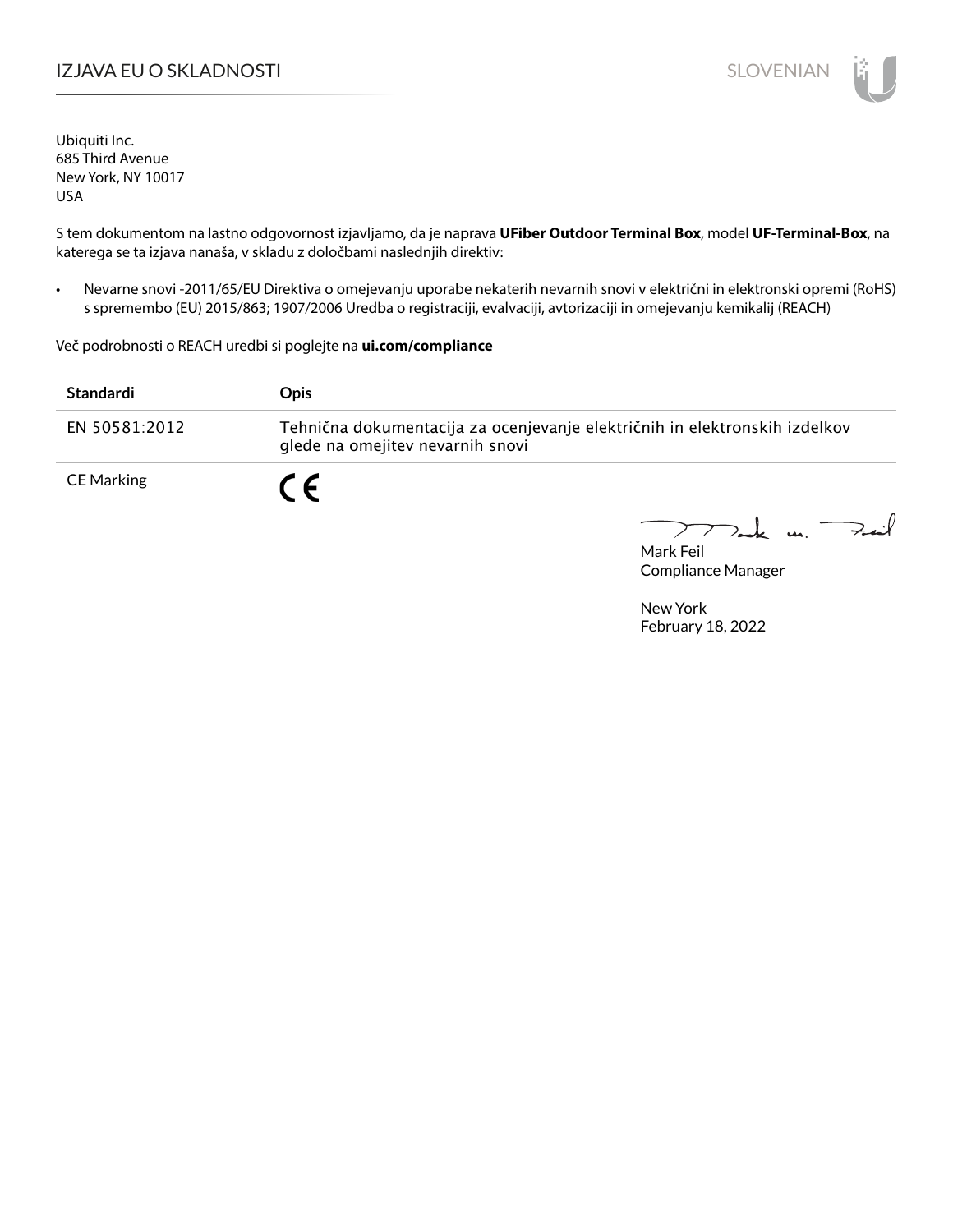# IZJAVA EU O SKLADNOSTI

Ubiquiti Inc.
685 Third Avenue
New York, NY 10017
USA

S tem dokumentom na lastno odgovornost izjavljamo, da je naprava **UFiber Outdoor Terminal Box**, model **UF-Terminal-Box**, na katerega se ta izjava nanaša, v skladu z določbami naslednjih direktiv:

- Nevarne snovi -2011/65/EU Direktiva o omejevanju uporabe nekaterih nevarnih snovi v električni in elektronski opremi (RoHS) s spremembo (EU) 2015/863; 1907/2006 Uredba o registraciji, evalvaciji, avtorizaciji in omejevanju kemikalij (REACH)

Več podrobnosti o REACH uredbi si poglejte na **ui.com/compliance**

| Standardi | Opis |
| --- | --- |
| EN 50581:2012 | Tehnična dokumentacija za ocenjevanje električnih in elektronskih izdelkov glede na omejitev nevarnih snovi |
| CE Marking | CE |

Mark Feil
Compliance Manager

New York
February 18, 2022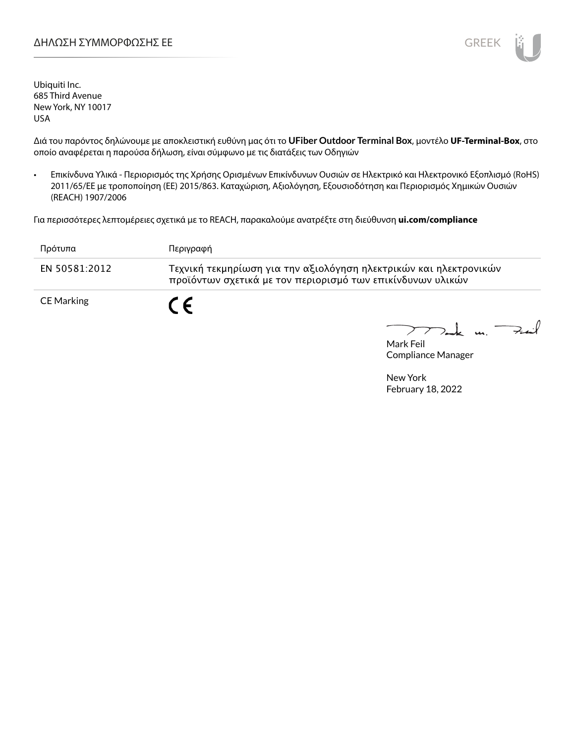# ΔΗΛΩΣΗ ΣΥΜΜΟΡΦΩΣΗΣ ΕΕ

Ubiquiti Inc.
685 Third Avenue
New York, NY 10017
USA

Διά του παρόντος δηλώνουμε με αποκλειστική ευθύνη μας ότι το **UFiber Outdoor Terminal Box**, μοντέλο **UF-Terminal-Box**, στο οποίο αναφέρεται η παρούσα δήλωση, είναι σύμφωνο με τις διατάξεις των Οδηγιών

- Επικίνδυνα Υλικά - Περιορισμός της Χρήσης Ορισμένων Επικίνδυνων Ουσιών σε Ηλεκτρικό και Ηλεκτρονικό Εξοπλισμό (RoHS) 2011/65/ΕΕ με τροποποίηση (ΕΕ) 2015/863. Καταχώριση, Αξιολόγηση, Εξουσιοδότηση και Περιορισμός Χημικών Ουσιών (REACH) 1907/2006

Για περισσότερες λεπτομέρειες σχετικά με το REACH, παρακαλούμε ανατρέξτε στη διεύθυνση **ui.com/compliance**

| Πρότυπα | Περιγραφή |
|---|---|
| EN 50581:2012 | Τεχνική τεκμηρίωση για την αξιολόγηση ηλεκτρικών και ηλεκτρονικών προϊόντων σχετικά με τον περιορισμό των επικίνδυνων υλικών |
| CE Marking | CE |

Mark Feil
Compliance Manager

New York
February 18, 2022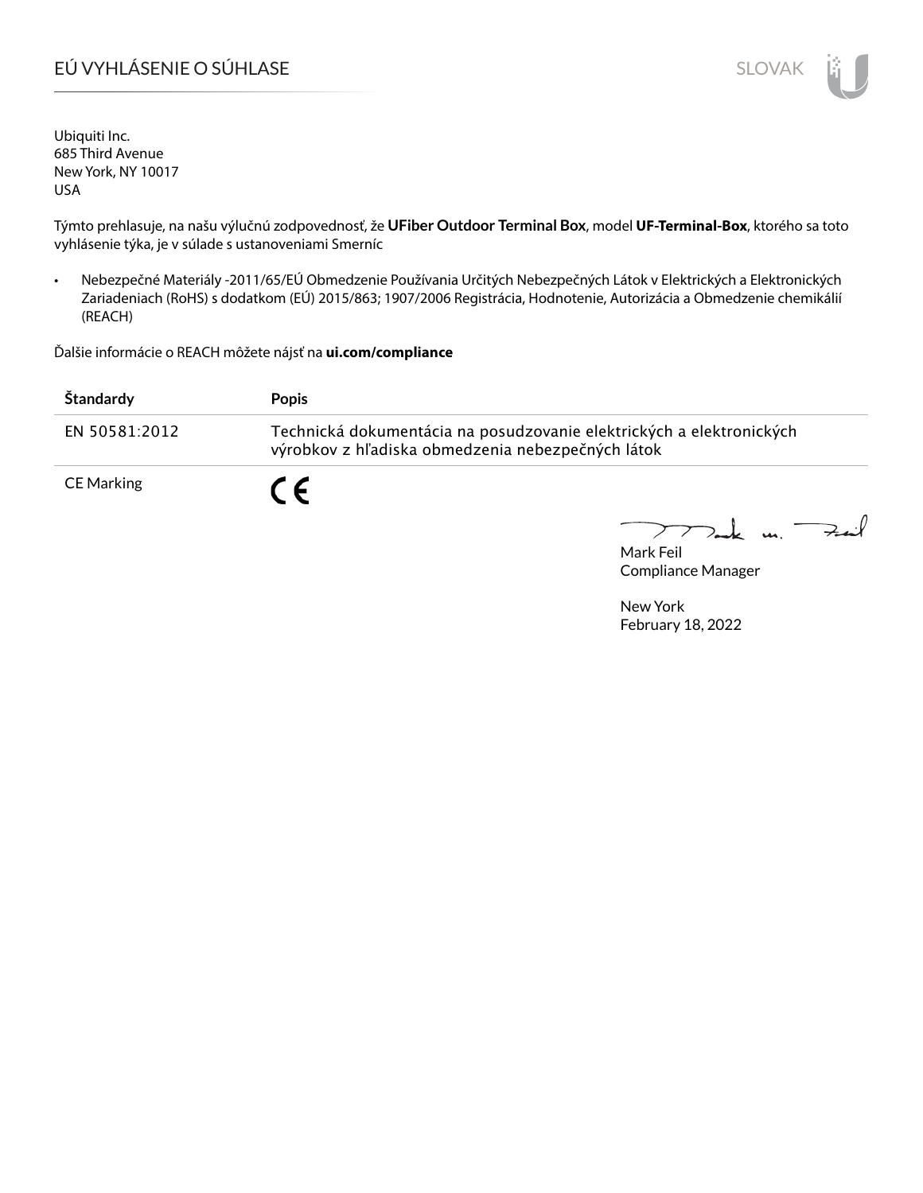# EÚ VYHLÁSENIE O SÚHLASE

Ubiquiti Inc.
685 Third Avenue
New York, NY 10017
USA

Týmto prehlasuje, na našu výlučnú zodpovednosť, že **UFiber Outdoor Terminal Box**, model **UF-Terminal-Box**, ktorého sa toto vyhlásenie týka, je v súlade s ustanoveniami Smerníc

- Nebezpečné Materiály -2011/65/EÚ Obmedzenie Používania Určitých Nebezpečných Látok v Elektrických a Elektronických Zariadeniach (RoHS) s dodatkom (EÚ) 2015/863; 1907/2006 Registrácia, Hodnotenie, Autorizácia a Obmedzenie chemikálií (REACH)

Ďalšie informácie o REACH môžete nájsť na **ui.com/compliance**

| **Štandardy** | **Popis** |
|---|---|
| EN 50581:2012 | Technická dokumentácia na posudzovanie elektrických a elektronických výrobkov z hľadiska obmedzenia nebezpečných látok |
| CE Marking | CE |

Mark Feil
Compliance Manager

New York
February 18, 2022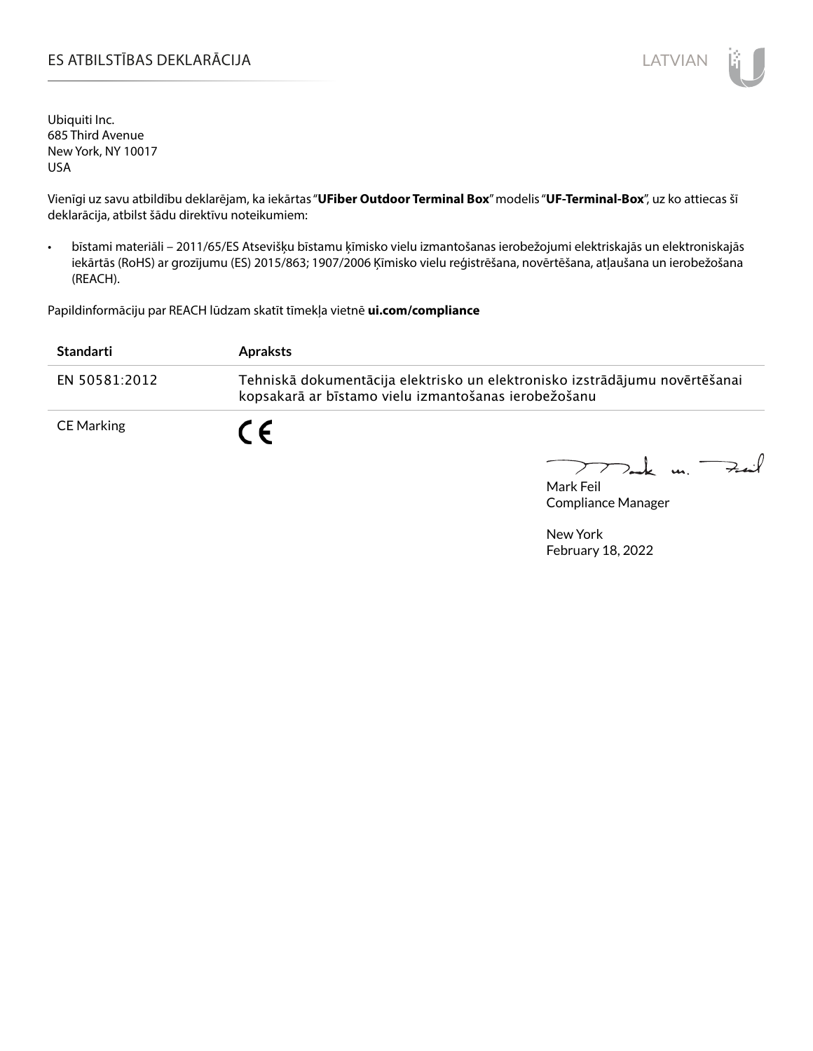# ES ATBILSTĪBAS DEKLARĀCIJA

Ubiquiti Inc.
685 Third Avenue
New York, NY 10017
USA

Vienīgi uz savu atbildību deklarējam, ka iekārtas "**UFiber Outdoor Terminal Box**" modelis "**UF-Terminal-Box**", uz ko attiecas šī deklarācija, atbilst šādu direktīvu noteikumiem:

- bīstami materiāli – 2011/65/ES Atsevišķu bīstamu ķīmisko vielu izmantošanas ierobežojumi elektriskajās un elektroniskajās iekārtās (RoHS) ar grozījumu (ES) 2015/863; 1907/2006 Ķīmisko vielu reģistrēšana, novērtēšana, atļaušana un ierobežošana (REACH).

Papildinformāciju par REACH lūdzam skatīt tīmekļa vietnē **ui.com/compliance**

| Standarti | Apraksts |
|---|---|
| EN 50581:2012 | Tehniskā dokumentācija elektrisko un elektronisko izstrādājumu novērtēšanai kopsakarā ar bīstamo vielu izmantošanas ierobežošanu |
| CE Marking | CE |

Mark Feil
Compliance Manager

New York
February 18, 2022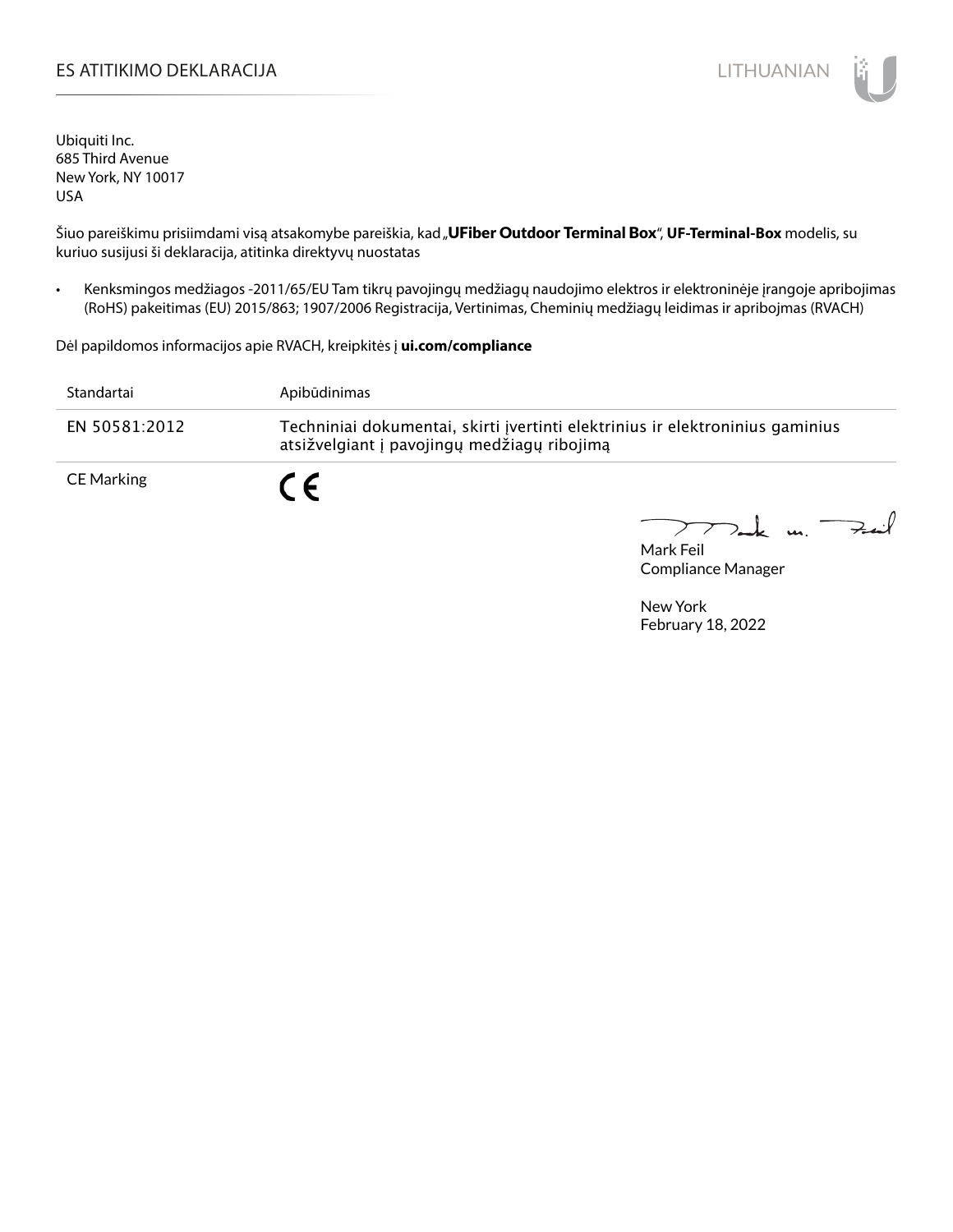# ES ATITIKIMO DEKLARACIJA

Ubiquiti Inc.
685 Third Avenue
New York, NY 10017
USA

Šiuo pareiškimu prisiimdami visą atsakomybe pareiškia, kad „**UFiber Outdoor Terminal Box**“, **UF-Terminal-Box** modelis, su kuriuo susijusi ši deklaracija, atitinka direktyvų nuostatas

- Kenksmingos medžiagos -2011/65/EU Tam tikrų pavojingų medžiagų naudojimo elektros ir elektroninėje įrangoje apribojimas (RoHS) pakeitimas (EU) 2015/863; 1907/2006 Registracija, Vertinimas, Cheminių medžiagų leidimas ir apribojmas (RVACH)

Dėl papildomos informacijos apie RVACH, kreipkitės į **ui.com/compliance**

| Standartai | Apibūdinimas |
|---|---|
| EN 50581:2012 | Techniniai dokumentai, skirti įvertinti elektrinius ir elektroninius gaminius atsižvelgiant į pavojingų medžiagų ribojimą |
| CE Marking | CE |

Mark Feil
Compliance Manager

New York
February 18, 2022